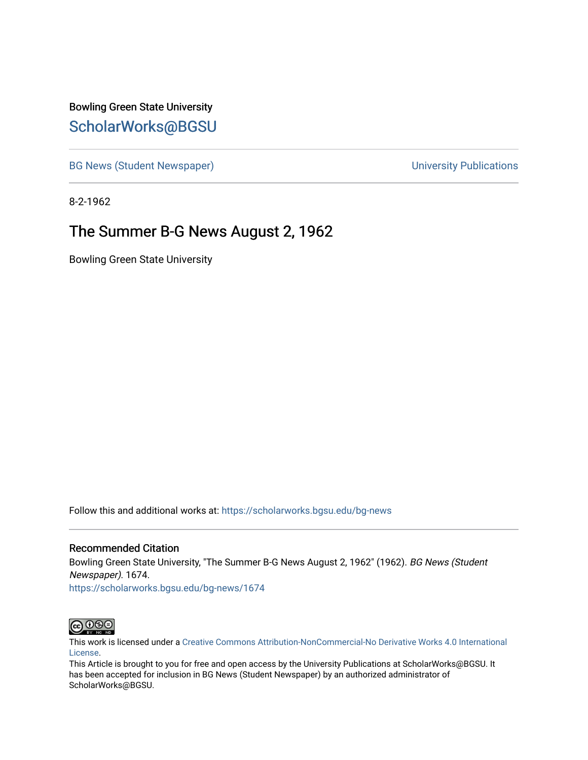Bowling Green State University

# ScholarWorks@BGSU

BG News (Student Newspaper) | University Publications

8-2-1962

## The Summer B-G News August 2, 1962

Bowling Green State University

Follow this and additional works at: https://scholarworks.bgsu.edu/bg-news

### Recommended Citation

Bowling Green State University, "The Summer B-G News August 2, 1962" (1962). *BG News (Student Newspaper)*. 1674.
https://scholarworks.bgsu.edu/bg-news/1674

This work is licensed under a Creative Commons Attribution-NonCommercial-No Derivative Works 4.0 International License.
This Article is brought to you for free and open access by the University Publications at ScholarWorks@BGSU. It has been accepted for inclusion in BG News (Student Newspaper) by an authorized administrator of ScholarWorks@BGSU.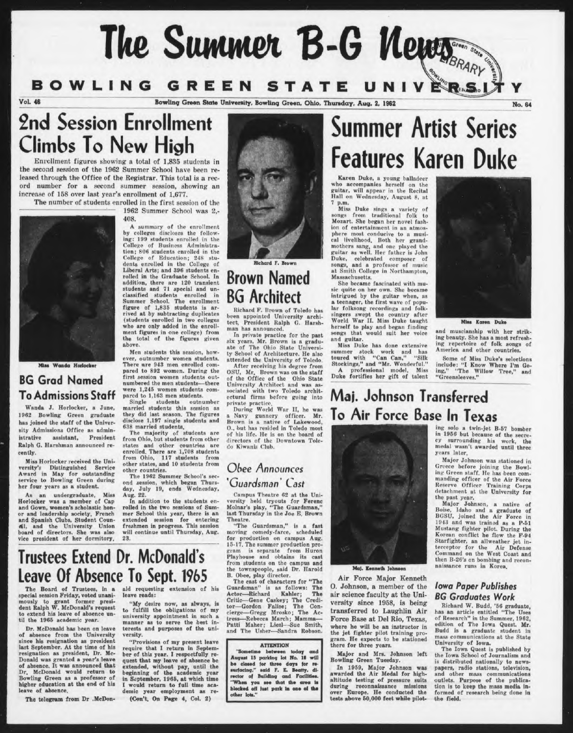# The Summer B-G News

## BOWLING GREEN STATE UNIVERSITY

Vol. 46 — Bowling Green State University, Bowling Green, Ohio, Thursday, Aug. 2, 1962 — No. 64

# 2nd Session Enrollment Climbs To New High

Enrollment figures showing a total of 1,835 students in the second session of the 1962 Summer School have been released through the Office of the Registrar. This total is a record number for a second summer session, showing an increase of 158 over last year's enrollment of 1,677.

The number of students enrolled in the first session of the 1962 Summer School was 2,408.

A summary of the enrollment by colleges discloses the following: 199 students enrolled in the College of Business Administration; 806 students enrolled in the College of Education; 248 students enrolled in the College of Liberal Arts; and 396 students enrolled in the Graduate School. In addition, there are 120 transient students and 71 special and unclassified students enrolled in Summer School. The enrollment figure of 1,835 students is arrived at by subtracting duplicates (students enrolled in two colleges who are only added in the enrollment figures in one college) from the total of the figures given above.

Men students this session, however, outnumber women students. There are 943 men enrolled compared to 892 women. During the first session women students outnumbered the men students—there were 1,245 women students compared to 1,163 men students.

Single students outnumber married students this session as they did last season. The figures disclose 1,197 single students and 638 married students.

The majority of students are from Ohio, but students from other states and other countries are enrolled. There are 1,708 students from Ohio, 117 students from other states, and 10 students from other countries.

The 1962 Summer School's second session, which began Thursday, July 19, ends Wednesday, Aug. 22.

In addition to the students enrolled in the two sessions of Summer School this year, there is an extended session for entering freshmen in progress. This session will continue until Thursday, Aug. 23.

Miss Wanda Horlocker

## BG Grad Named To Admissions Staff

Wanda J. Horlocker, a June, 1962 Bowling Green graduate has joined the staff of the University Admissions Office as administrative assistant, President Ralph G. Harshman announced recently.

Miss Horlocker received the University's Distinguished Service Award in May for outstanding service to Bowling Green during her four years as a student.

As an undergraduate, Miss Horlocker was a member of Cap and Gown, women's scholastic honor and leadership society, French and Spanish Clubs, Student Council, and the University Union board of directors. She was also vice president of her dormitory.

Richard F. Brown

## Brown Named BG Architect

Richard F. Brown of Toledo has been appointed University architect, President Ralph G. Harshman has announced.

In private practice for the past six years, Mr. Brown is a graduate of The Ohio State University School of Architecture. He also attended the University of Toledo.

After receiving his degree from OSU, Mr. Brown was on the staff of the Office of the Ohio State University Architect and was associated with two Toledo architectural firms before going into private practice.

During World War II, he was a Navy gunnery officer. Mr. Brown is a native of Lakewood, O., but has resided in Toledo most of his life. He is on the board of directors of the Downtown Toledo Kiwanis Club.

## *Obee Announces 'Guardsman' Cast*

Campus Theatre 62 at the University held tryouts for Ferenc Molnar's play, "The Guardsman," last Thursday in the Joe E. Brown Theatre.

"The Guardsman," is a fast moving comedy-farce, scheduled for production on campus Aug. 15-17. The summer production program is separate from Huron Playhouse and obtains its cast from students on the campus and the townspeople, said Dr. Harold B. Obee, play director.

The cast of characters for "The Guardsman" is as follows: The Actor—Richard Kahler; The Critic—Gene Caskey; The Creditor—Gordon Falise; The Concierge—Gregg Mrosko; The Actress—Rebecca March; Mamma—Patti Maher; Liesl—Sue Smith, and The Usher—Sandra Robson.

**ATTENTION**

**"Sometime between today and August 15 parking lot No. 18 will be closed for three days for resurfacing," said F. E. Beatty, director of Building and Facilities. "When you see that the area is blocked off just park in one of the other lots."**

# Summer Artist Series Features Karen Duke

Karen Duke, a young balladeer who accompanies herself on the guitar, will appear in the Recital Hall on Wednesday, August 8, at 7 p.m.

Miss Duke sings a variety of songs from traditional folk to Mozart. She began her novel fashion of entertainment in an atmosphere most conducive to a musical livelihood. Both her grandmothers sang, and one played the guitar as well. Her father is John Duke, celebrated composer of songs, and a professor of music at Smith College in Northampton, Massachusetts.

She became fascinated with music quite on her own. She became intrigued by the guitar when, as a teenager, the first wave of popular folksong recordings and folksingers swept the country after World War II. Miss Duke taught herself to play and began finding songs that would suit her voice and guitar.

Miss Duke has done extensive summer stock work and has toured with "Can Can," "Silk Stockings," and "Mr. Wonderful." A professional model, Miss Duke fortifies her gift of talent and musicianship with her striking beauty. She has a most refreshing repertoire of folk songs of America and other countries.

Miss Karen Duke

Some of Miss Duke's selections include: "I Know Where I'm Going," "The Willow Tree," and "Greensleeves."

# Maj. Johnson Transferred To Air Force Base In Texas

Maj. Kenneth Johnson

Air Force Major Kenneth O. Johnson, a member of the air science faculty at the University since 1958, is being transferred to Laughlin Air Force Base at Del Rio, Texas, where he will be an instructor in the jet fighter pilot training program. He expects to be stationed there for three years.

Major and Mrs. Johnson left Bowling Green Tuesday.

In 1959, Major Johnson was awarded the Air Medal for high-altitude testing of pressure suits during reconnaissance missions over Europe. He conducted the tests above 50,000 feet while piloting solo a twin-jet B-57 bomber in 1956 but because of the secrecy surrounding his work, the medal wasn't awarded until three years later.

Major Johnson was stationed in Greece before joining the Bowling Green staff. He has been commanding officer of the Air Force Reserve Officer Training Corps detachment at the University for the past year.

Major Johnson, a native of Boise, Idaho and a graduate of BGSU, joined the Air Force in 1943 and was trained as a P-51 Mustang fighter pilot. During the Korean conflict he flew the F-94 Starfighter, an allweather jet interceptor for the Air Defense Command on the West Coast and then B-26's on bombing and reconnaissance runs in Korea.

## *Iowa Paper Publishes BG Graduates Work*

Richard W. Budd, '56 graduate, has an article entitled "The Uses of Research" in the Summer, 1962, edition of The Iowa Quest. Mr. Budd is a graduate student in mass communications at the State University of Iowa.

The Iowa Quest is published by the Iowa School of Journalism and is distributed nationally to newspapers, radio stations, television, and other mass communications outlets. Purpose of the publication is to keep the mass media informed of research being done in the field.

# Trustees Extend Dr. McDonald's Leave Of Absence To Sept. 1965

The Board of Trustees, in a special session Friday, voted unanimously to grant former president Ralph W. McDonald's request to extend his leave of absence until the 1965 academic year.

Dr. McDonald has been on leave of absence from the University since his resignation as president last September. At the time of his resignation as president, Dr. McDonald was granted a year's leave of absence. It was announced that Dr. McDonald would return to Bowling Green as a professor of higher education at the end of his leave of absence.

The telegram from Dr. McDonald requesting extension of his leave reads:

"My desire now, as always, is to fulfill the obligations of my university appointment in such a manner as to serve the best interests and purposes of the university.

"Provisions of my present leave require that I return in September of this year. I respectfully request that my leave of absence be extended, without pay, until the beginning of the academic year in September, 1965, at which time I would return to full time academic year employment as re-

(Con't. On Page 4, Col. 2)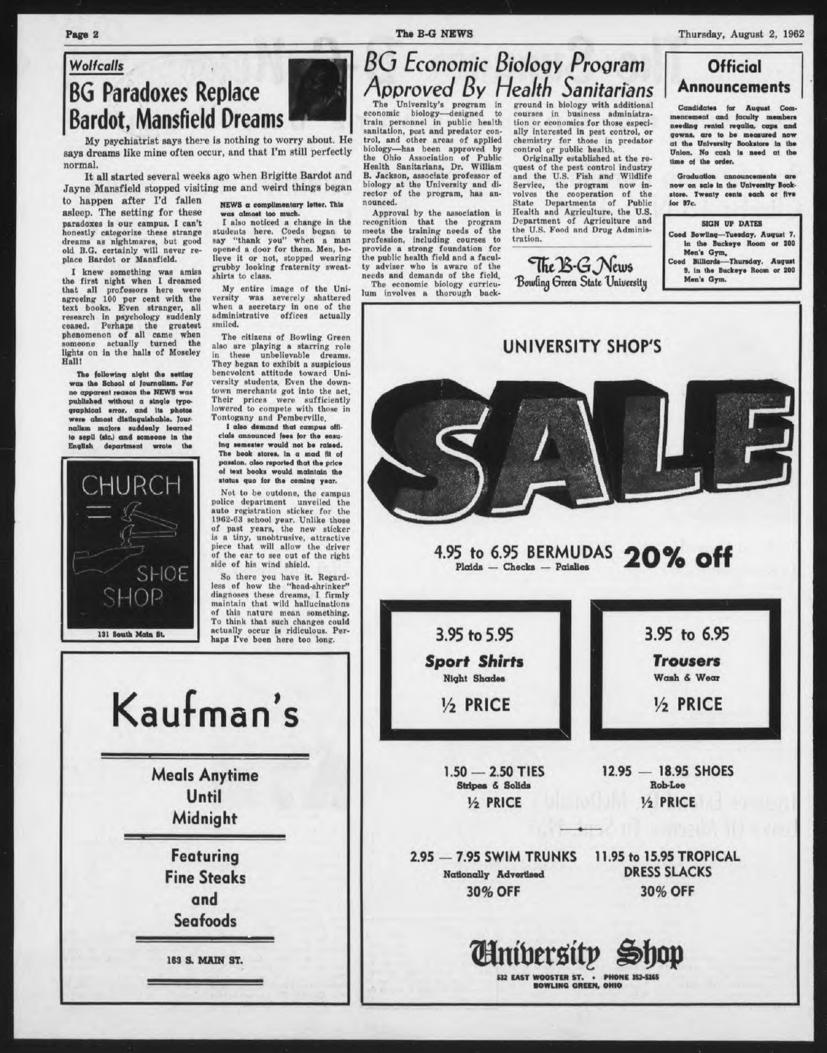Wolfcalls

## BG Paradoxes Replace Bardot, Mansfield Dreams

My psychiatrist says there is nothing to worry about. He says dreams like mine often occur, and that I'm still perfectly normal.

It all started several weeks ago when Brigitte Bardot and Jayne Mansfield stopped visiting me and weird things began to happen after I'd fallen asleep. The setting for these paradoxes is our campus. I can't honestly categorize these strange dreams as nightmares, but good old B.G. certainly will never replace Bardot or Mansfield.

I knew something was amiss the first night when I dreamed that all professors here were agreeing 100 per cent with the text books. Even stranger, all research in psychology suddenly ceased. Perhaps the greatest phenomenon of all came when someone actually turned the lights on in the halls of Moseley Hall!

**The following night the setting was the School of Journalism. For no apparent reason the NEWS was published without a single typographical error, and its photos were almost distinguishable. Journalism majors suddenly learned to sepll (sic.) and someone in the English department wrote the NEWS a complimentary letter. This was almost too much.**

I also noticed a change in the students here. Coeds began to say "thank you" when a man opened a door for them. Men, believe it or not, stopped wearing grubby looking fraternity sweatshirts to class.

My entire image of the University was severely shattered when a secretary in one of the administrative offices actually smiled.

The citizens of Bowling Green also are playing a starring role in these unbelievable dreams. They began to exhibit a suspicious benevolent attitude toward University students. Even the downtown merchants got into the act. Their prices were sufficiently lowered to compete with those in Tontogany and Pemberville.

**I also demand that campus officials announced fees for the ensuing semester would not be raised. The book stores, in a mad fit of passion, also reported that the price of text books would maintain the status quo for the coming year.**

Not to be outdone, the campus police department unveiled the auto registration sticker for the 1962-63 school year. Unlike those of past years, the new sticker is a tiny, unobtrusive, attractive piece that will allow the driver of the car to see out of the right side of his wind shield.

So there you have it. Regardless of how the "head-shrinker" diagnoses these dreams, I firmly maintain that wild hallucinations of this nature mean something. To think that such changes could actually occur is ridiculous. Perhaps I've been here too long.

## BG Economic Biology Program Approved By Health Sanitarians

The University's program in economic biology—designed to train personnel in public health sanitation, pest and predator control, and other areas of applied biology—has been approved by the Ohio Association of Public Health Sanitarians, Dr. William B. Jackson, associate professor of biology at the University and director of the program, has announced.

Approval by the association is recognition that the program meets the training needs of the profession, including courses to provide a strong foundation for the public health field and a faculty adviser who is aware of the needs and demands of the field.

The economic biology curriculum involves a thorough background in biology with additional courses in business administration or economics for those especially interested in pest control, or chemistry for those in predator control or public health.

Originally established at the request of the pest control industry and the U.S. Fish and Wildlife Service, the program now involves the cooperation of the State Departments of Public Health and Agriculture, the U.S. Department of Agriculture and the U.S. Food and Drug Administration.

The B-G News
Bowling Green State University

## Official Announcements

**Candidates for August Commencement and faculty members needing rental regalia, caps and gowns, are to be measured now at the University Bookstore in the Union. No cash is need at the time of the order.**

**Graduation announcements are now on sale in the University Bookstore. Twenty cents each or five for 97c.**

**SIGN UP DATES**

**Coed Bowling—Tuesday, August 7, in the Buckeye Room or 200 Men's Gym.**

**Coed Billiards—Thursday, August 9, in the Buckeye Room or 200 Men's Gym.**

CHURCH SHOE SHOP

131 South Main St.

Kaufman's

Meals Anytime Until Midnight

Featuring Fine Steaks and Seafoods

163 S. MAIN ST.

UNIVERSITY SHOP'S

# SALE

4.95 to 6.95 BERMUDAS **20% off**
Plaids — Checks — Paislies

3.95 to 5.95
***Sport Shirts***
Night Shades
½ PRICE

3.95 to 6.95
***Trousers***
Wash & Wear
½ PRICE

1.50 — 2.50 TIES
Stripes & Solids
½ PRICE

12.95 — 18.95 SHOES
Rob-Lee
½ PRICE

2.95 — 7.95 SWIM TRUNKS
Nationally Advertised
30% OFF

11.95 to 15.95 TROPICAL DRESS SLACKS
30% OFF

University Shop
532 EAST WOOSTER ST. • PHONE 352-5165
BOWLING GREEN, OHIO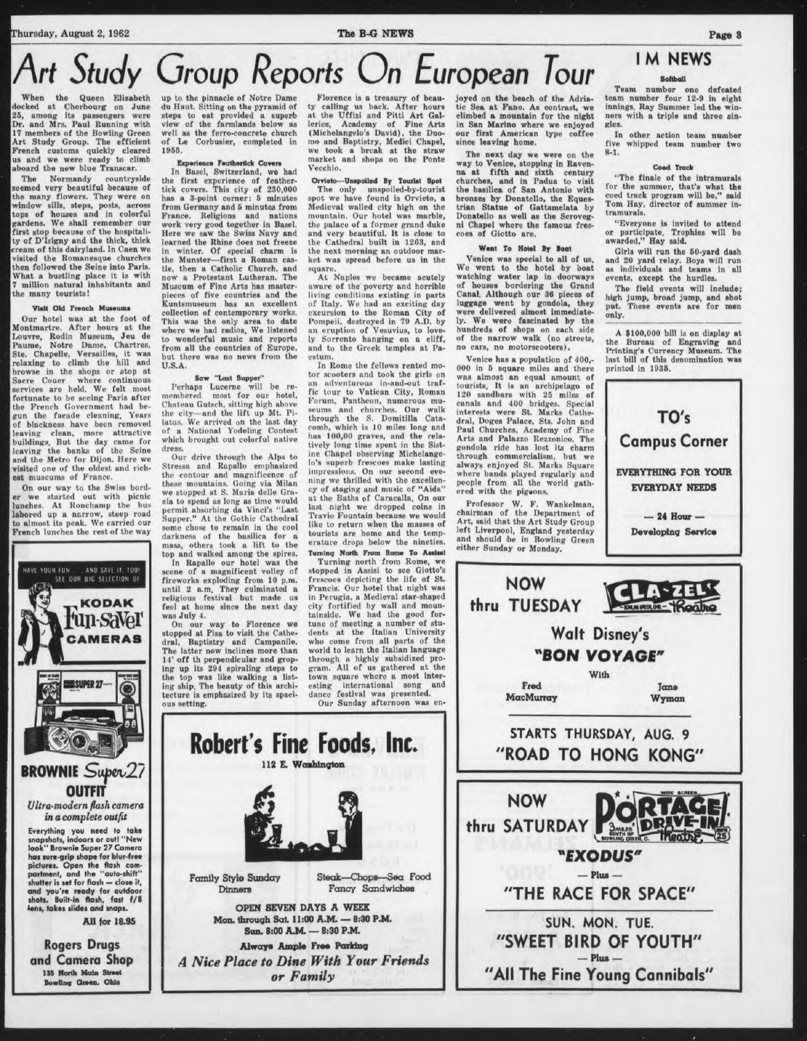# Art Study Group Reports On European Tour

When the Queen Elizabeth docked at Cherbourg on June 25, among its passengers were Dr. and Mrs. Paul Running with 17 members of the Bowling Green Art Study Group. The efficient French customs quickly cleared us and we were ready to climb aboard the new blue Transcar.

The Normandy countryside seemed very beautiful because of the many flowers. They were on window sills, steps, posts, across tops of houses and in colorful gardens. We shall remember our first stop because of the hospitality of D'Isigny and the thick, thick cream of this dairyland. In Caen we visited the Romanesque churches then followed the Seine into Paris. What a bustling place it is with 7 million natural inhabitants and the many tourists!

### Visit Old French Museums

Our hotel was at the foot of Montmartre. After hours at the Louvre, Rodin Museum, Jeu de Paume, Notre Dame, Chartres, Ste. Chapelle, Versailles, it was relaxing to climb the hill and browse in the shops or stop at Sacre Couer where continuous services are held. We felt most fortunate to be seeing Paris after the French Government had begun the facade cleaning. Years of blackness have been removed leaving clean, more attractive buildings. But the day came for leaving the banks of the Seine and the Metro for Dijon. Here we visited one of the oldest and richest museums of France.

On our way to the Swiss border we started out with picnic lunches. At Ronchamp the bus labored up a narrow, steep road to almost its peak. We carried our French lunches the rest of the way up to the pinnacle of Notre Dame du Haut. Sitting on the pyramid of steps to eat provided a superb view of the farmlands below as well as the ferro-concrete church of Le Corbusier, completed in 1955.

### Experience Featherfick Covers

In Basel, Switzerland, we had the first experience of feather-tick covers. This city of 230,000 has a 3-point corner: 5 minutes from Germany and 5 minutes from France. Religions and nations work very good together in Basel. Here we saw the Swiss Navy and learned the Rhine does not freeze in winter. Of special charm is the Munster—first a Roman castle, then a Catholic Church, and now a Protestant Lutheran. The Museum of Fine Arts has masterpieces of five countries and the Kuntsmuseum has an excellent collection of contemporary works. This was the only area to date where we had radios. We listened to wonderful music and reports from all the countries of Europe, but there was no news from the U.S.A.

### Saw "Last Supper"

Perhaps Lucerne will be remembered most for our hotel, Chateau Gutsch, sitting high above the city—and the lift up Mt. Pilatus. We arrived on the last day of a National Yodeling Contest which brought out colorful native dress.

Our drive through the Alps to Stressa and Rapallo emphasized the contour and magnificence of these mountains. Going via Milan we stopped at S. Maria delle Grazia to spend as long as time would permit absorbing da Vinci's "Last Supper." At the Gothic Cathedral some chose to remain in the cool darkness of the basilica for a mass, others took a lift to the top and walked among the spires.

In Rapallo our hotel was the scene of a magnificent volley of fireworks exploding from 10 p.m. until 2 a.m. They culminated a religious festival but made us feel at home since the next day was July 4.

On our way to Florence we stopped at Pisa to visit the Cathedral, Baptistry and Campanile. The latter now inclines more than 14' off th perpendicular and groping up its 294 spiraling steps to the top was like walking a listing ship. The beauty of this architecture is emphasized by its spacious setting.

Florence is a treasury of beauty calling us back. After hours at the Uffizi and Pitti Art Galleries, Academy of Fine Arts (Michelangelo's David), the Duomo and Baptistry, Medici Chapel, we took a break at the straw market and shops on the Ponte Vecchio.

### Orvieto—Unspoiled By Tourist Spot

The only unspoiled-by-tourist spot we have found is Orvieto, a Medieval walled city high on the mountain. Our hotel was marble, the palace of a former grand duke and very beautiful. It is close to the Cathedral built in 1263, and the next morning an outdoor market was spread before us in the square.

At Naples we became acutely aware of the poverty and horrible living conditions existing in parts of Italy. We had an exciting day excursion to the Roman City of Pompeii, destroyed in 79 A.D. by an eruption of Vesuvius, to lovely Sorrento hanging on a cliff, and to the Greek temples at Paestum.

In Rome the fellows rented motor scooters and took the girls on an adventurous in-and-out traffic tour to Vatican City, Roman Forum, Pantheon, numerous museums and churches. Our walk through the S. Domitilla Catacomb, which is 10 miles long and has 100,00 graves, and the relatively long time spent in the Sistine Chapel observing Michelangelo's superb frescoes make lasting impressions. On our second evening we thrilled with the excellency of staging and music of "Aida" at the Baths of Caracalla. On our last night we dropped coins in Travio Fountain because we would like to return when the masses of tourists are home and the temperature drops below the nineties.

### Turning North From Rome To Assisi

Turning north from Rome, we stopped in Assisi to see Giotto's frescoes depicting the life of St. Francis. Our hotel that night was in Perugia, a Medieval star-shaped city fortified by wall and mountainside. We had the good fortune of meeting a number of students at the Italian University who come from all parts of the world to learn the Italian language through a highly subsidized program. All of us gathered at the town square where a most interesting international song and dance festival was presented.

Our Sunday afternoon was enjoyed on the beach of the Adriatic Sea at Fano. As contrast, we climbed a mountain for the night in San Marino where we enjoyed our first American type coffee since leaving home.

The next day we were on the way to Venice, stopping in Ravenna at fifth and sixth century churches, and in Padua to visit the basilica of San Antonio with bronzes by Donatello, the Equestrian Statue of Gattamelata by Donatello as well as the Scrovegni Chapel where the famous frescoes of Giotto are.

### Went To Hotel By Boat

Venice was special to all of us. We went to the hotel by boat watching water lap in doorways of houses bordering the Grand Canal. Although our 36 pieces of luggage went by gondola, they were delivered almost immediately. We were fascinated by the hundreds of shops on each side of the narrow walk (no streets, no cars, no motorscooters).

Venice has a population of 400,000 in 5 square miles and there was almost an equal amount of tourists. It is an archipelago of 120 sandbars with 25 miles of canals and 400 bridges. Special interests were St. Marks Cathedral, Doges Palace, Sts. John and Paul Churches, Academy of Fine Arts and Palazzo Rezzonico. The gondola ride has lost its charm through commercialism, but we always enjoyed St. Marks Square where bands played regularly and people from all the world gathered with the pigeons.

Professor W. F. Wankelman, chairman of the Department of Art, said that the Art Study Group left Liverpool, England yesterday and should be in Bowling Green either Sunday or Monday.

# I M NEWS

### Softball

Team number one defeated team number four 12-9 in eight innings. Ray Summer led the winners with a triple and three singles.

In other action team number five whipped team number two 8-1.

### Coed Track

"The finale of the intramurals for the summer, that's what the coed track program will be," said Tom Hay, director of summer intramurals.

"Everyone is invited to attend or participate. Trophies will be awarded," Hay said.

Girls will run the 50-yard dash and 20 yard relay. Boys will run as individuals and teams in all events, except the hurdles.

The field events will include; high jump, broad jump, and shot put. These events are for men only.

A $100,000 bill is on display at the Bureau of Engraving and Printing's Currency Museum. The last bill of this denomination was printed in 1935.

---

**TO's Campus Corner**

EVERYTHING FOR YOUR EVERYDAY NEEDS

— 24 Hour —

Developing Service

---

HAVE YOUR FUN . . . AND SAVE IT, TOO! SEE OUR BIG SELECTION OF

**KODAK Fun-saver CAMERAS**

**BROWNIE Super 27 OUTFIT**

*Ultra-modern flash camera in a complete outfit*

Everything you need to take snapshots, indoors or out! "New look" Brownie Super 27 Camera has sure-grip shape for blur-free pictures. Open the flash compartment, and the "auto-shift" shutter is set for flash — close it, and you're ready for outdoor shots. Built-in flash, fast f/8 lens, takes slides and snaps.

All for 18.95

**Rogers Drugs and Camera Shop**

135 North Main Street
Bowling Green, Ohio

---

**Robert's Fine Foods, Inc.**

112 E. Washington

Family Style Sunday Dinners

Steak—Chops—Sea Food
Fancy Sandwiches

OPEN SEVEN DAYS A WEEK
Mon. through Sat. 11:00 A.M. — 8:30 P.M.
Sun. 8:00 A.M. — 8:30 P.M.

Always Ample Free Parking

*A Nice Place to Dine With Your Friends or Family*

---

NOW thru TUESDAY

**CLA-ZEL Theatre**

Walt Disney's

**"BON VOYAGE"**

With

Fred MacMurray — Jane Wyman

STARTS THURSDAY, AUG. 9

**"ROAD TO HONG KONG"**

---

NOW thru SATURDAY

**PORTAGE DRIVE-IN Theatre**

WIDE SCREEN — 3 Miles South of Bowling Green, O. — Route 25

**"EXODUS"**

— Plus —

**"THE RACE FOR SPACE"**

SUN. MON. TUE.

**"SWEET BIRD OF YOUTH"**

— Plus —

**"All The Fine Young Cannibals"**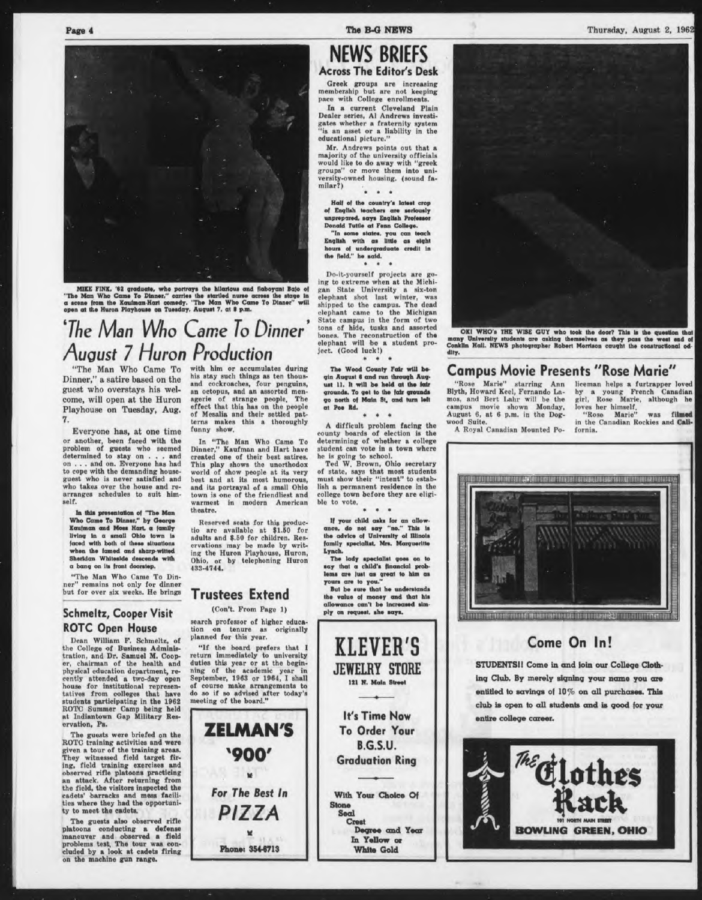MIKE FINK, '62 graduate, who portrays the hilarious and flaboyant Bajo of "The Man Who Came To Dinner," carries the startled nurse across the stage in a scene from the Kaufman-Hart comedy. "The Man Who Came To Dinner" will open at the Huron Playhouse on Tuesday, August 7, at 8 p.m.

# 'The Man Who Came To Dinner' August 7 Huron Production

"The Man Who Came To Dinner," a satire based on the guest who overstays his welcome, will open at the Huron Playhouse on Tuesday, Aug. 7.

Everyone has, at one time or another, been faced with the problem of guests who seemed determined to stay on . . . and on . . . and on. Everyone has had to cope with the demanding houseguest who is never satisfied and who takes over the house and rearranges schedules to suit himself.

**In this presentation of "The Man Who Came To Dinner," by George Kaufman and Moss Hart, a family living in a small Ohio town is faced with both of these situations when the famed and sharp-witted Sheridan Whiteside descends with a bang on its front doorstep.**

"The Man Who Came To Dinner" remains not only for dinner but for over six weeks. He brings with him or accumulates during his stay such things as ten thousand cockroaches, four penguins, an octopus, and an assorted menagerie of strange people. The effect that this has on the people of Mesalia and their settled patterns makes this a thoroughly funny show.

In "The Man Who Came To Dinner," Kaufman and Hart have created one of their best satires. This play shows the unorthodox world of show people at its very best and at its most humorous, and its portrayal of a small Ohio town is one of the friendliest and warmest in modern American theatre.

Reserved seats for this production are available at $1.50 for adults and $.50 for children. Reservations may be made by writing the Huron Playhouse, Huron, Ohio, or by telephoning Huron 433-4744.

## Schmeltz, Cooper Visit ROTC Open House

Dean William F. Schmeltz, of the College of Business Administration, and Dr. Samuel M. Cooper, chairman of the health and physical education department, recently attended a two-day open house for institutional representatives from colleges that have students participating in the 1962 ROTC Summer Camp being held at Indiantown Gap Military Reservation, Pa.

The guests were briefed on the ROTC training activities and were given a tour of the training areas. They witnessed field target firing, field training exercises and observed rifle platoons practicing an attack. After returning from the field, the visitors inspected the cadets' barracks and mess facilities where they had the opportunity to meet the cadets.

The guests also observed rifle platoons conducting a defense maneuver and observed a field problems test. The tour was concluded by a look at cadets firing on the machine gun range.

## Trustees Extend

(Con't. From Page 1)

search professor of higher education on tenure as originally planned for this year.

"If the board prefers that I return immediately to university duties this year or at the beginning of the academic year in September, 1963 or 1964, I shall of course make arrangements to do so if so advised after today's meeting of the board."

**ZELMAN'S**
**'900'**
**For The Best In**
**PIZZA**
**Phone: 354-8713**

# NEWS BRIEFS
## Across The Editor's Desk

Greek groups are increasing membership but are not keeping pace with College enrollments.

In a current Cleveland Plain Dealer series, Al Andrews investigates whether a fraternity system "is an asset or a liability in the educational picture."

Mr. Andrews points out that a majority of the university officials would like to do away with "greek groups" or move them into university-owned housing. (sound familar?)

\* \* \*

**Half of the country's latest crop of English teachers are seriously unprepared, says English Professor Donald Tuttle at Fenn College.**

**"In some states, you can teach English with as little as eight hours of undergraduate credit in the field," he said.**

\* \* \*

Do-it-yourself projects are going to extreme when at the Michigan State University a six-ton elephant shot last winter, was shipped to the campus. The dead elephant came to the Michigan State campus in the form of two tons of hide, tusks and assorted bones. The reconstruction of the elephant will be a student project. (Good luck!)

\* \* \*

**The Wood County Fair will begin August 6 and run through August 11. It will be held at the fair grounds. To get to the fair grounds go north of Main St. and turn left at Poe Rd.**

\* \* \*

A difficult problem facing the county boards of election is the determining of whether a college student can vote in a town where he is going to school.

Ted W. Brown, Ohio secretary of state, says that most students must show their "intent" to establish a permanent residence in the college town before they are eligible to vote.

\* \* \*

**If your child asks for an allowance, do not say "no." This is the advice of University of Illinois family specialist, Mrs. Marguerite Lynch.**

**The lady specialist goes on to say that a child's financial problems are just as great to him as yours are to you."**

**But be sure that he understands the value of money and that his allowance can't be increased simply on request, she says.**

**KLEVER'S JEWELRY STORE**
**121 N. Main Street**

**It's Time Now To Order Your B.G.S.U. Graduation Ring**

**With Your Choice Of Stone Seal Crest Degree and Year In Yellow or White Gold**

OK! WHO'S THE WISE GUY who took the door? This is the question that many University students are asking themselves as they pass the west end of Conklin Hall. NEWS photographer Robert Morrison caught the constructional oddity.

## Campus Movie Presents "Rose Marie"

"Rose Marie" starring Ann Blyth, Howard Keel, Fernando Lamos, and Bert Lahr will be the campus movie shown Monday, August 6, at 6 p.m. in the Dogwood Suite.

A Royal Canadian Mounted Policeman helps a furtrapper loved by a young French Canadian girl, Rose Marie, although he loves her himself.

"Rose Marie" was filmed in the Canadian Rockies and California.

## Come On In!

**STUDENTS!! Come in and join our College Clothing Club. By merely signing your name you are entitled to savings of 10% on all purchases. This club is open to all students and is good for your entire college career.**

**The Clothes Rack**
**101 NORTH MAIN STREET**
**BOWLING GREEN, OHIO**